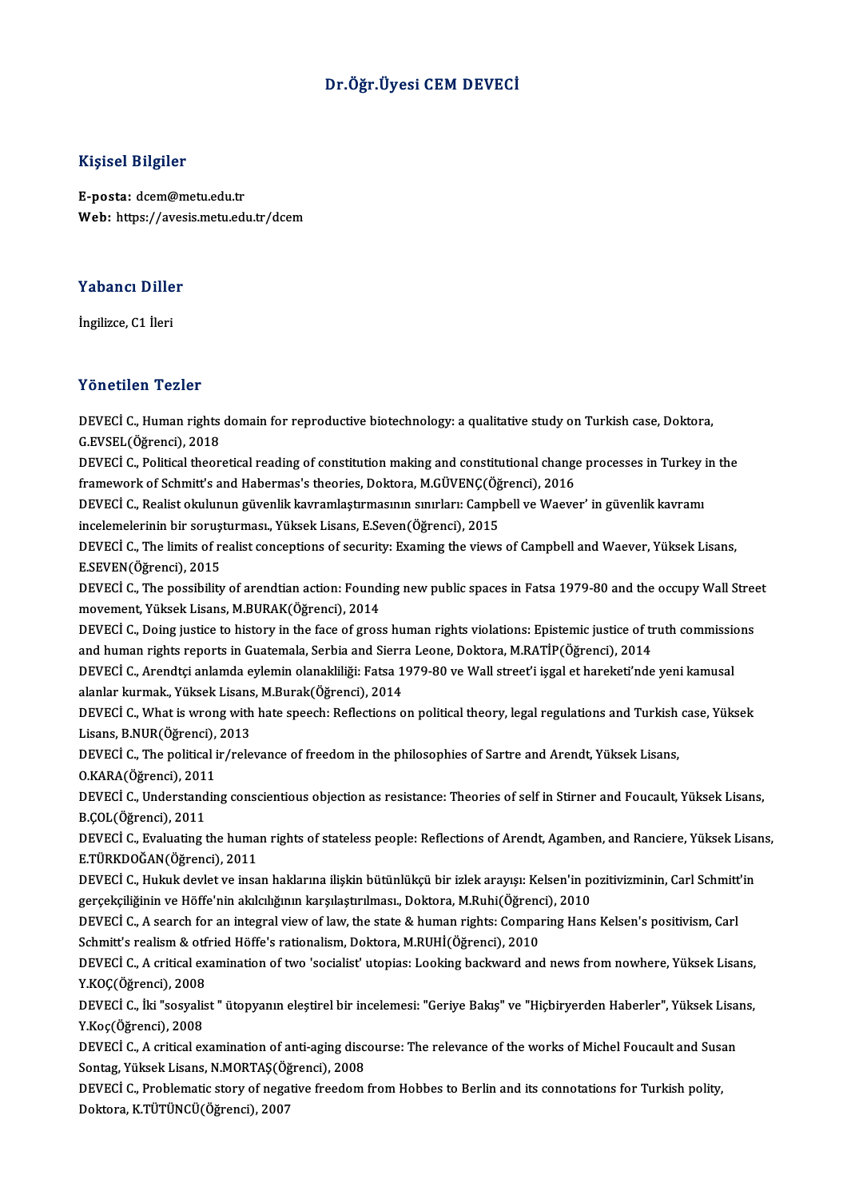# Dr.Öğr.Üyesi CEM DEVECİ

## Kişisel Bilgiler

**E-posta:** dcem@metu.edu.tr
**Web:** https://avesis.metu.edu.tr/dcem

## Yabancı Diller

İngilizce, C1 İleri

## Yönetilen Tezler

DEVECİ C., Human rights domain for reproductive biotechnology: a qualitative study on Turkish case, Doktora, G.EVSEL(Öğrenci), 2018

DEVECİ C., Political theoretical reading of constitution making and constitutional change processes in Turkey in the framework of Schmitt's and Habermas's theories, Doktora, M.GÜVENÇ(Öğrenci), 2016

DEVECİ C., Realist okulunun güvenlik kavramlaştırmasının sınırları: Campbell ve Waever' in güvenlik kavramı incelemelerinin bir soruşturması., Yüksek Lisans, E.Seven(Öğrenci), 2015

DEVECİ C., The limits of realist conceptions of security: Examing the views of Campbell and Waever, Yüksek Lisans, E.SEVEN(Öğrenci), 2015

DEVECİ C., The possibility of arendtian action: Founding new public spaces in Fatsa 1979-80 and the occupy Wall Street movement, Yüksek Lisans, M.BURAK(Öğrenci), 2014

DEVECİ C., Doing justice to history in the face of gross human rights violations: Epistemic justice of truth commissions and human rights reports in Guatemala, Serbia and Sierra Leone, Doktora, M.RATİP(Öğrenci), 2014

DEVECİ C., Arendtçi anlamda eylemin olanakliliği: Fatsa 1979-80 ve Wall street'i işgal et hareketi'nde yeni kamusal alanlar kurmak., Yüksek Lisans, M.Burak(Öğrenci), 2014

DEVECİ C., What is wrong with hate speech: Reflections on political theory, legal regulations and Turkish case, Yüksek Lisans, B.NUR(Öğrenci), 2013

DEVECİ C., The political ir/relevance of freedom in the philosophies of Sartre and Arendt, Yüksek Lisans, O.KARA(Öğrenci), 2011

DEVECİ C., Understanding conscientious objection as resistance: Theories of self in Stirner and Foucault, Yüksek Lisans, B.ÇOL(Öğrenci), 2011

DEVECİ C., Evaluating the human rights of stateless people: Reflections of Arendt, Agamben, and Ranciere, Yüksek Lisans, E.TÜRKDOĞAN(Öğrenci), 2011

DEVECİ C., Hukuk devlet ve insan haklarına ilişkin bütünlükçü bir izlek arayışı: Kelsen'in pozitivizminin, Carl Schmitt'in gerçekçiliğinin ve Höffe'nin akılcılığının karşılaştırılması., Doktora, M.Ruhi(Öğrenci), 2010

DEVECİ C., A search for an integral view of law, the state & human rights: Comparing Hans Kelsen's positivism, Carl Schmitt's realism & otfried Höffe's rationalism, Doktora, M.RUHİ(Öğrenci), 2010

DEVECİ C., A critical examination of two 'socialist' utopias: Looking backward and news from nowhere, Yüksek Lisans, Y.KOÇ(Öğrenci), 2008

DEVECİ C., İki "sosyalist " ütopyanın eleştirel bir incelemesi: "Geriye Bakış" ve "Hiçbiryerden Haberler", Yüksek Lisans, Y.Koç(Öğrenci), 2008

DEVECİ C., A critical examination of anti-aging discourse: The relevance of the works of Michel Foucault and Susan Sontag, Yüksek Lisans, N.MORTAŞ(Öğrenci), 2008

DEVECİ C., Problematic story of negative freedom from Hobbes to Berlin and its connotations for Turkish polity, Doktora, K.TÜTÜNCÜ(Öğrenci), 2007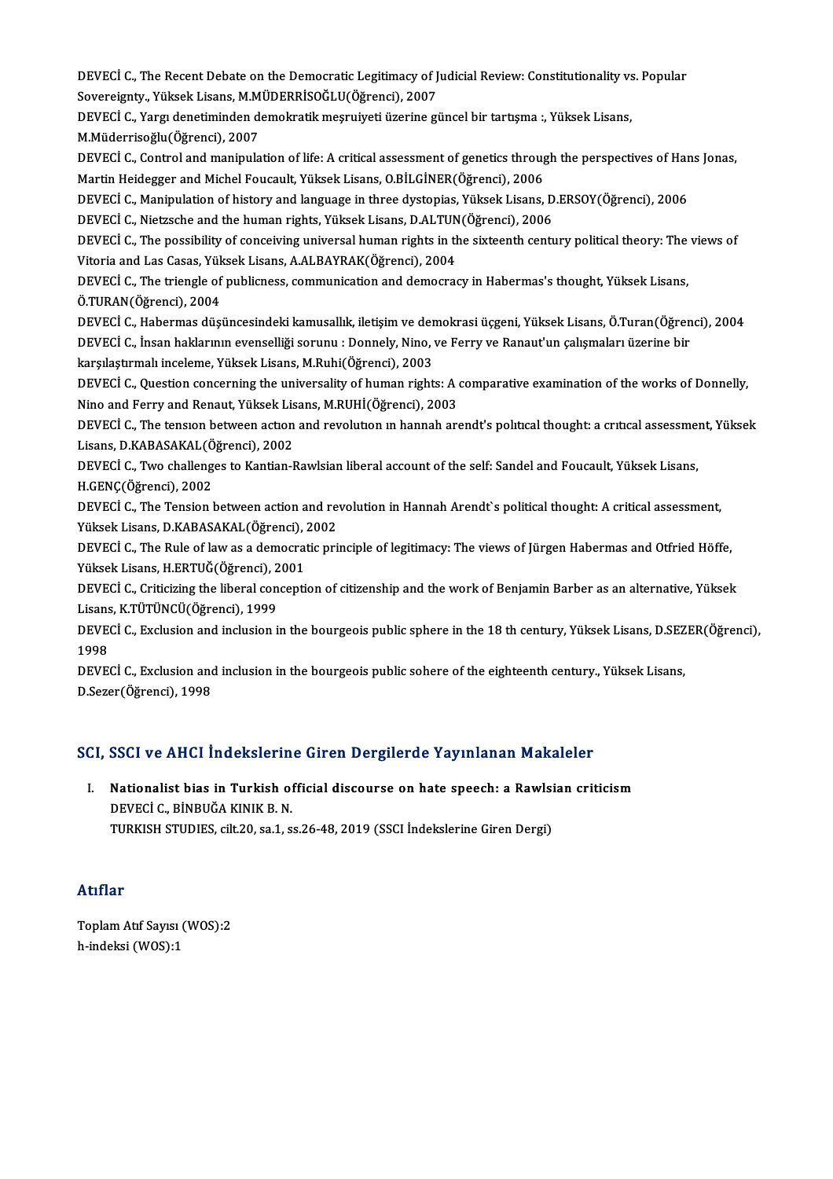DEVECİ C., The Recent Debate on the Democratic Legitimacy of Judicial Review: Constitutionality vs. Popular Sovereignty., Yüksek Lisans, M.MÜDERRİSOĞLU(Öğrenci), 2007

DEVECİ C., Yargı denetiminden demokratik meşruiyeti üzerine güncel bir tartışma :, Yüksek Lisans, M.Müderrisoğlu(Öğrenci), 2007

DEVECİ C., Control and manipulation of life: A critical assessment of genetics through the perspectives of Hans Jonas, Martin Heidegger and Michel Foucault, Yüksek Lisans, O.BİLGİNER(Öğrenci), 2006

DEVECİ C., Manipulation of history and language in three dystopias, Yüksek Lisans, D.ERSOY(Öğrenci), 2006

DEVECİ C., Nietzsche and the human rights, Yüksek Lisans, D.ALTUN(Öğrenci), 2006

DEVECİ C., The possibility of conceiving universal human rights in the sixteenth century political theory: The views of Vitoria and Las Casas, Yüksek Lisans, A.ALBAYRAK(Öğrenci), 2004

DEVECİ C., The triengle of publicness, communication and democracy in Habermas's thought, Yüksek Lisans, Ö.TURAN(Öğrenci), 2004

DEVECİ C., Habermas düşüncesindeki kamusallık, iletişim ve demokrasi üçgeni, Yüksek Lisans, Ö.Turan(Öğrenci), 2004

DEVECİ C., İnsan haklarının evenselliği sorunu : Donnely, Nino, ve Ferry ve Ranaut'un çalışmaları üzerine bir karşılaştırmalı inceleme, Yüksek Lisans, M.Ruhi(Öğrenci), 2003

DEVECİ C., Question concerning the universality of human rights: A comparative examination of the works of Donnelly, Nino and Ferry and Renaut, Yüksek Lisans, M.RUHİ(Öğrenci), 2003

DEVECİ C., The tensıon between actıon and revolutıon ın hannah arendt's polıtıcal thought: a crıtıcal assessment, Yüksek Lisans, D.KABASAKAL(Öğrenci), 2002

DEVECİ C., Two challenges to Kantian-Rawlsian liberal account of the self: Sandel and Foucault, Yüksek Lisans, H.GENÇ(Öğrenci), 2002

DEVECİ C., The Tension between action and revolution in Hannah Arendt`s political thought: A critical assessment, Yüksek Lisans, D.KABASAKAL(Öğrenci), 2002

DEVECİ C., The Rule of law as a democratic principle of legitimacy: The views of Jürgen Habermas and Otfried Höffe, Yüksek Lisans, H.ERTUĞ(Öğrenci), 2001

DEVECİ C., Criticizing the liberal conception of citizenship and the work of Benjamin Barber as an alternative, Yüksek Lisans, K.TÜTÜNCÜ(Öğrenci), 1999

DEVECİ C., Exclusion and inclusion in the bourgeois public sphere in the 18 th century, Yüksek Lisans, D.SEZER(Öğrenci), 1998

DEVECİ C., Exclusion and inclusion in the bourgeois public sohere of the eighteenth century., Yüksek Lisans, D.Sezer(Öğrenci), 1998

## SCI, SSCI ve AHCI İndekslerine Giren Dergilerde Yayınlanan Makaleler

I. **Nationalist bias in Turkish official discourse on hate speech: a Rawlsian criticism**
   DEVECİ C., BİNBUĞA KINIK B. N.
   TURKISH STUDIES, cilt.20, sa.1, ss.26-48, 2019 (SSCI İndekslerine Giren Dergi)

## Atıflar

Toplam Atıf Sayısı (WOS):2
h-indeksi (WOS):1